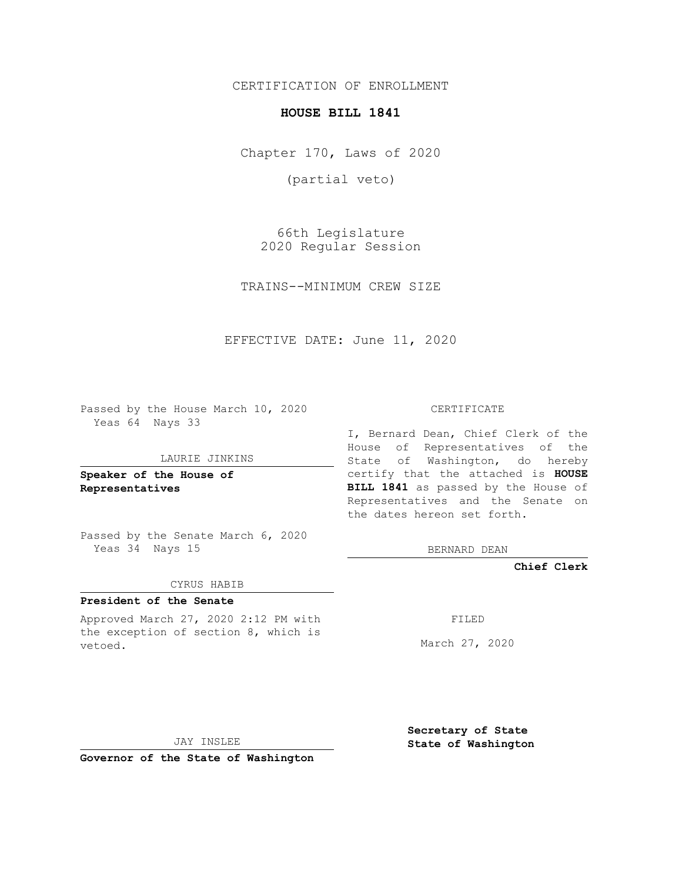CERTIFICATION OF ENROLLMENT

# HOUSE BILL 1841

Chapter 170, Laws of 2020

(partial veto)

66th Legislature
2020 Regular Session

TRAINS--MINIMUM CREW SIZE

EFFECTIVE DATE: June 11, 2020

Passed by the House March 10, 2020
Yeas 64 Nays 33

LAURIE JINKINS

**Speaker of the House of Representatives**

Passed by the Senate March 6, 2020
Yeas 34 Nays 15

CYRUS HABIB

**President of the Senate**

Approved March 27, 2020 2:12 PM with the exception of section 8, which is vetoed.

JAY INSLEE

**Governor of the State of Washington**

CERTIFICATE

I, Bernard Dean, Chief Clerk of the House of Representatives of the State of Washington, do hereby certify that the attached is **HOUSE BILL 1841** as passed by the House of Representatives and the Senate on the dates hereon set forth.

BERNARD DEAN

**Chief Clerk**

FILED

March 27, 2020

**Secretary of State**
**State of Washington**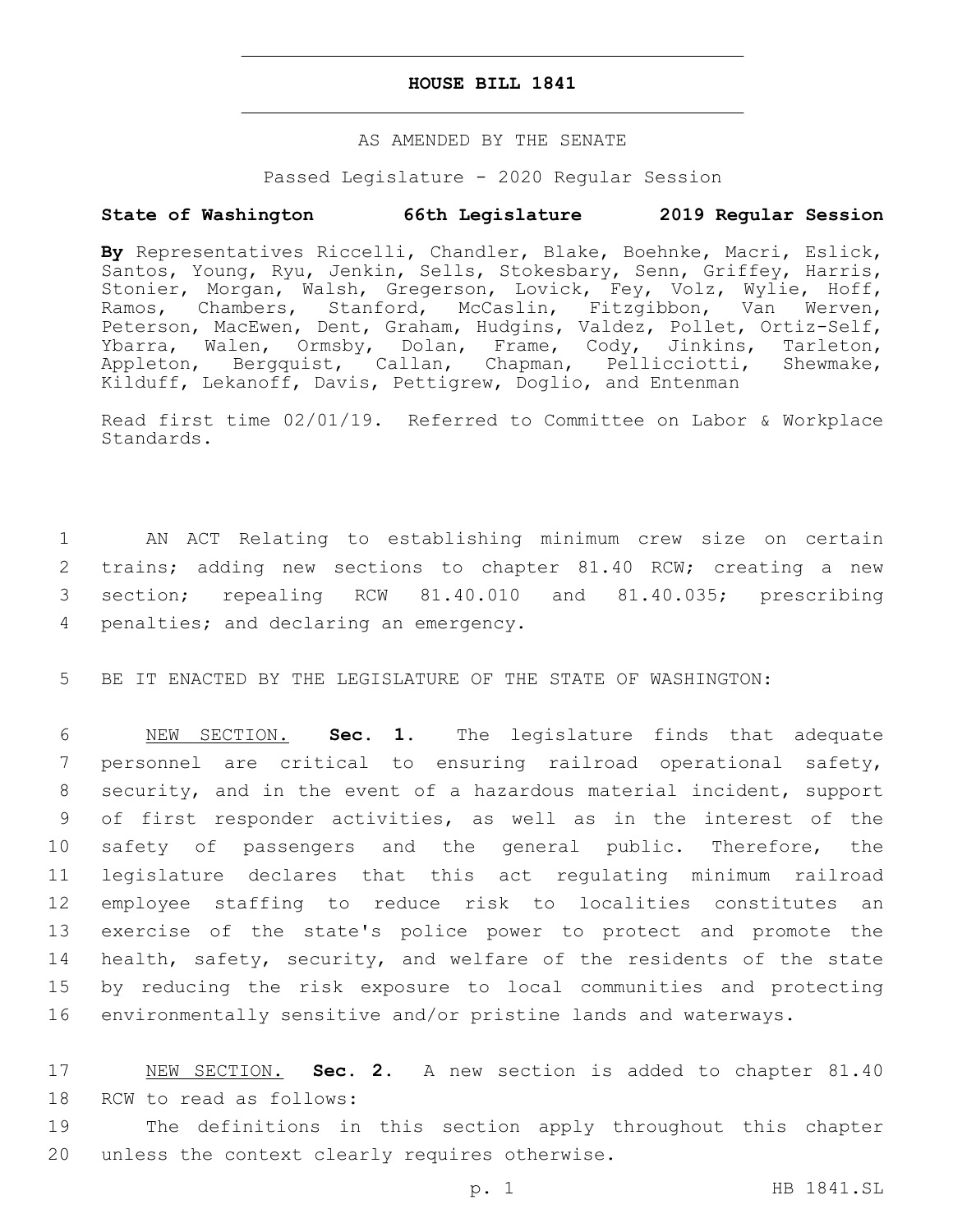# HOUSE BILL 1841

AS AMENDED BY THE SENATE

Passed Legislature - 2020 Regular Session

**State of Washington 66th Legislature 2019 Regular Session**

**By** Representatives Riccelli, Chandler, Blake, Boehnke, Macri, Eslick, Santos, Young, Ryu, Jenkin, Sells, Stokesbary, Senn, Griffey, Harris, Stonier, Morgan, Walsh, Gregerson, Lovick, Fey, Volz, Wylie, Hoff, Ramos, Chambers, Stanford, McCaslin, Fitzgibbon, Van Werven, Peterson, MacEwen, Dent, Graham, Hudgins, Valdez, Pollet, Ortiz-Self, Ybarra, Walen, Ormsby, Dolan, Frame, Cody, Jinkins, Tarleton, Appleton, Bergquist, Callan, Chapman, Pellicciotti, Shewmake, Kilduff, Lekanoff, Davis, Pettigrew, Doglio, and Entenman

Read first time 02/01/19. Referred to Committee on Labor & Workplace Standards.

1 AN ACT Relating to establishing minimum crew size on certain
2 trains; adding new sections to chapter 81.40 RCW; creating a new
3 section; repealing RCW 81.40.010 and 81.40.035; prescribing
4 penalties; and declaring an emergency.

5 BE IT ENACTED BY THE LEGISLATURE OF THE STATE OF WASHINGTON:

6 NEW SECTION. **Sec. 1.** The legislature finds that adequate
7 personnel are critical to ensuring railroad operational safety,
8 security, and in the event of a hazardous material incident, support
9 of first responder activities, as well as in the interest of the
10 safety of passengers and the general public. Therefore, the
11 legislature declares that this act regulating minimum railroad
12 employee staffing to reduce risk to localities constitutes an
13 exercise of the state's police power to protect and promote the
14 health, safety, security, and welfare of the residents of the state
15 by reducing the risk exposure to local communities and protecting
16 environmentally sensitive and/or pristine lands and waterways.

17 NEW SECTION. **Sec. 2.** A new section is added to chapter 81.40
18 RCW to read as follows:
19 The definitions in this section apply throughout this chapter
20 unless the context clearly requires otherwise.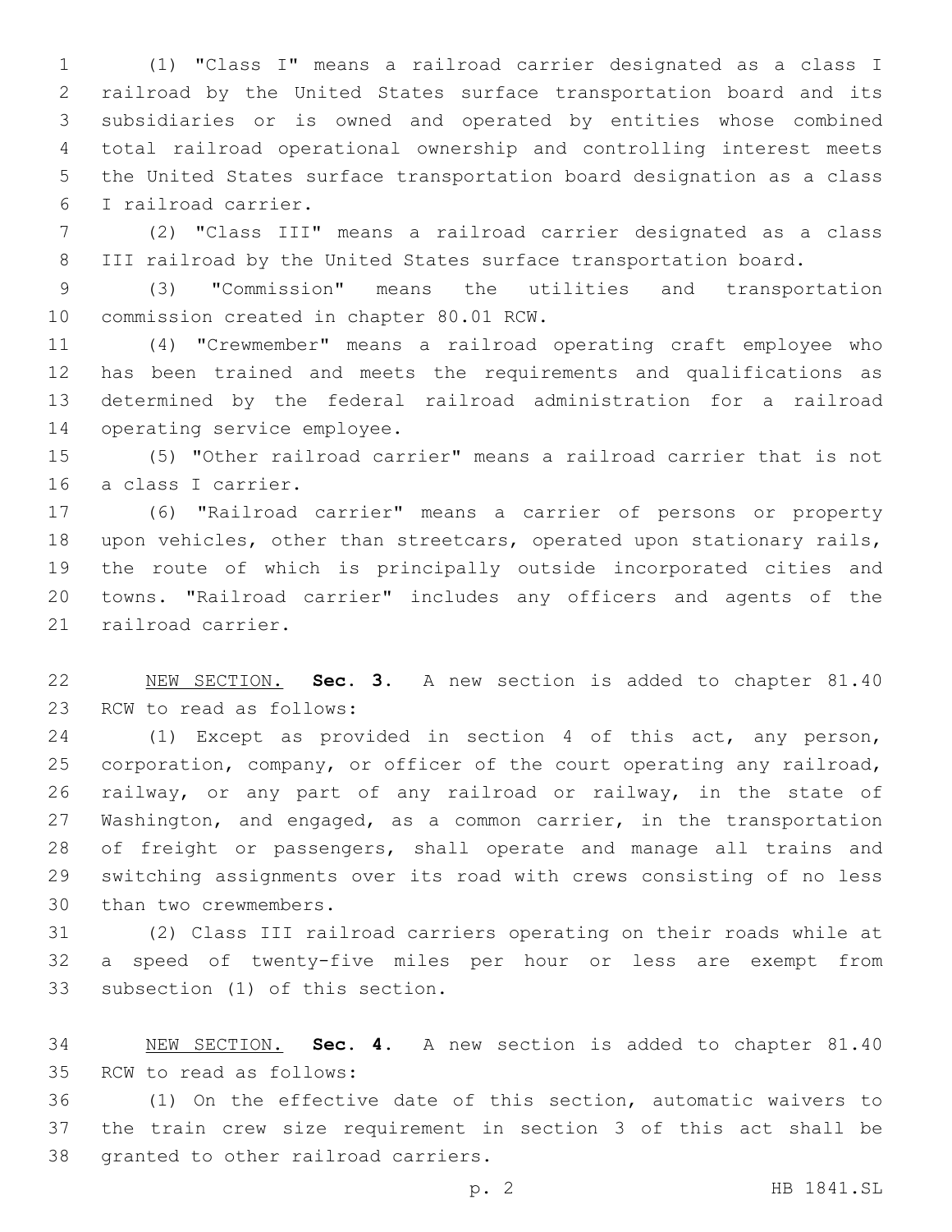(1) "Class I" means a railroad carrier designated as a class I railroad by the United States surface transportation board and its subsidiaries or is owned and operated by entities whose combined total railroad operational ownership and controlling interest meets the United States surface transportation board designation as a class I railroad carrier.

(2) "Class III" means a railroad carrier designated as a class III railroad by the United States surface transportation board.

(3) "Commission" means the utilities and transportation commission created in chapter 80.01 RCW.

(4) "Crewmember" means a railroad operating craft employee who has been trained and meets the requirements and qualifications as determined by the federal railroad administration for a railroad operating service employee.

(5) "Other railroad carrier" means a railroad carrier that is not a class I carrier.

(6) "Railroad carrier" means a carrier of persons or property upon vehicles, other than streetcars, operated upon stationary rails, the route of which is principally outside incorporated cities and towns. "Railroad carrier" includes any officers and agents of the railroad carrier.

NEW SECTION. **Sec. 3.** A new section is added to chapter 81.40 RCW to read as follows:

(1) Except as provided in section 4 of this act, any person, corporation, company, or officer of the court operating any railroad, railway, or any part of any railroad or railway, in the state of Washington, and engaged, as a common carrier, in the transportation of freight or passengers, shall operate and manage all trains and switching assignments over its road with crews consisting of no less than two crewmembers.

(2) Class III railroad carriers operating on their roads while at a speed of twenty-five miles per hour or less are exempt from subsection (1) of this section.

NEW SECTION. **Sec. 4.** A new section is added to chapter 81.40 RCW to read as follows:

(1) On the effective date of this section, automatic waivers to the train crew size requirement in section 3 of this act shall be granted to other railroad carriers.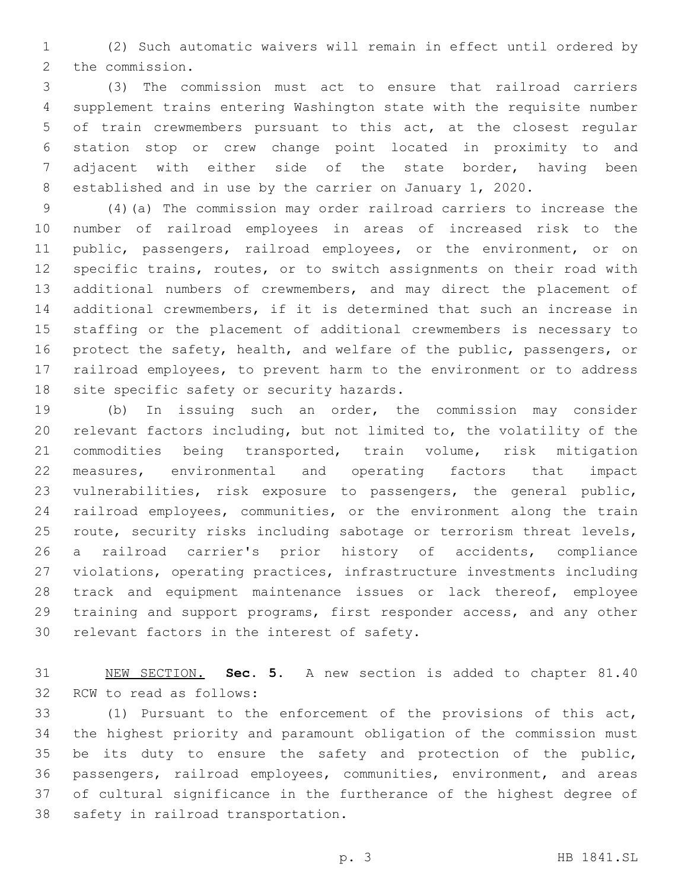(2) Such automatic waivers will remain in effect until ordered by the commission.

(3) The commission must act to ensure that railroad carriers supplement trains entering Washington state with the requisite number of train crewmembers pursuant to this act, at the closest regular station stop or crew change point located in proximity to and adjacent with either side of the state border, having been established and in use by the carrier on January 1, 2020.

(4)(a) The commission may order railroad carriers to increase the number of railroad employees in areas of increased risk to the public, passengers, railroad employees, or the environment, or on specific trains, routes, or to switch assignments on their road with additional numbers of crewmembers, and may direct the placement of additional crewmembers, if it is determined that such an increase in staffing or the placement of additional crewmembers is necessary to protect the safety, health, and welfare of the public, passengers, or railroad employees, to prevent harm to the environment or to address site specific safety or security hazards.

(b) In issuing such an order, the commission may consider relevant factors including, but not limited to, the volatility of the commodities being transported, train volume, risk mitigation measures, environmental and operating factors that impact vulnerabilities, risk exposure to passengers, the general public, railroad employees, communities, or the environment along the train route, security risks including sabotage or terrorism threat levels, a railroad carrier's prior history of accidents, compliance violations, operating practices, infrastructure investments including track and equipment maintenance issues or lack thereof, employee training and support programs, first responder access, and any other relevant factors in the interest of safety.

NEW SECTION. **Sec. 5.** A new section is added to chapter 81.40 RCW to read as follows:

(1) Pursuant to the enforcement of the provisions of this act, the highest priority and paramount obligation of the commission must be its duty to ensure the safety and protection of the public, passengers, railroad employees, communities, environment, and areas of cultural significance in the furtherance of the highest degree of safety in railroad transportation.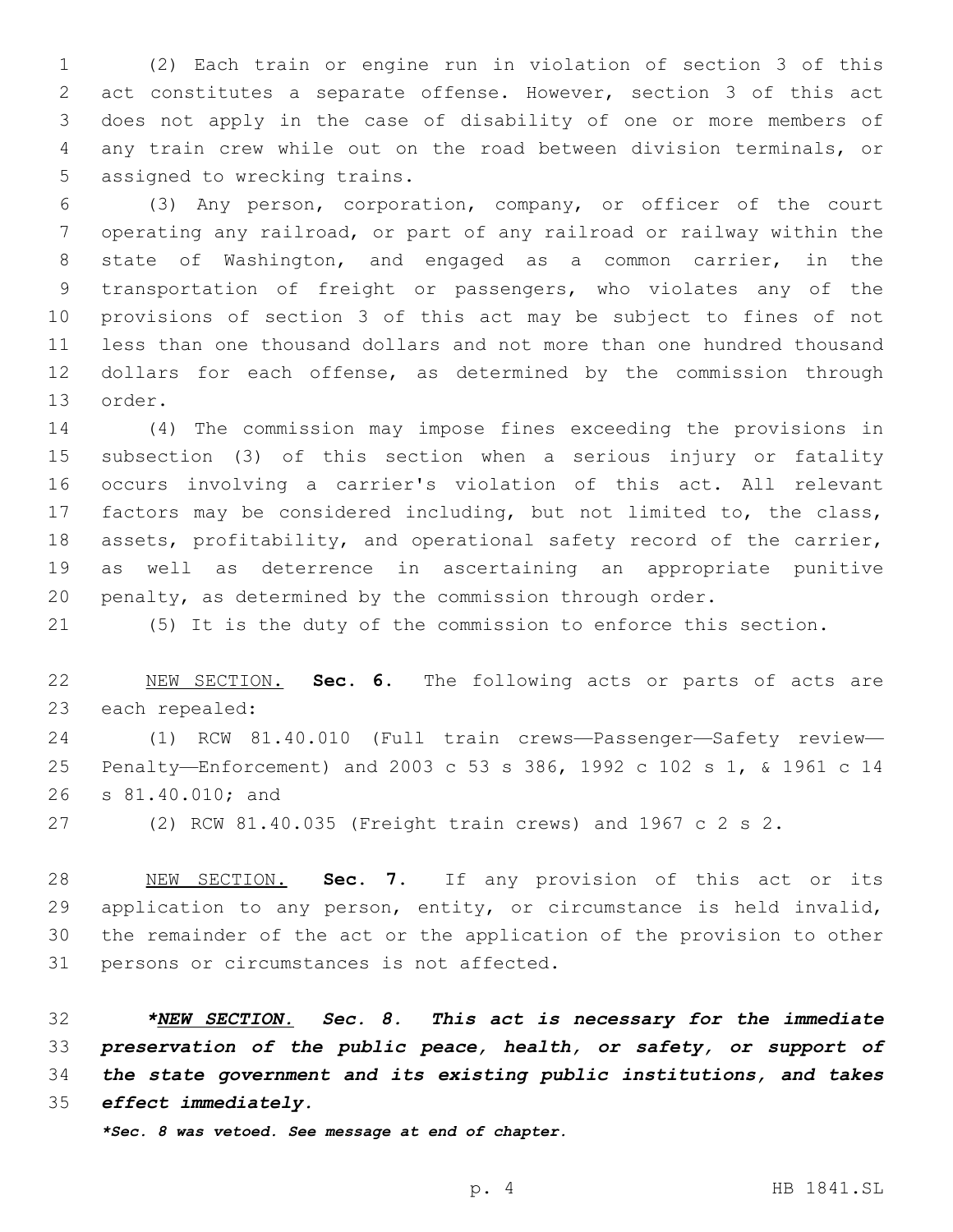(2) Each train or engine run in violation of section 3 of this act constitutes a separate offense. However, section 3 of this act does not apply in the case of disability of one or more members of any train crew while out on the road between division terminals, or assigned to wrecking trains.

(3) Any person, corporation, company, or officer of the court operating any railroad, or part of any railroad or railway within the state of Washington, and engaged as a common carrier, in the transportation of freight or passengers, who violates any of the provisions of section 3 of this act may be subject to fines of not less than one thousand dollars and not more than one hundred thousand dollars for each offense, as determined by the commission through order.

(4) The commission may impose fines exceeding the provisions in subsection (3) of this section when a serious injury or fatality occurs involving a carrier's violation of this act. All relevant factors may be considered including, but not limited to, the class, assets, profitability, and operational safety record of the carrier, as well as deterrence in ascertaining an appropriate punitive penalty, as determined by the commission through order.

(5) It is the duty of the commission to enforce this section.

NEW SECTION. **Sec. 6.** The following acts or parts of acts are each repealed:

(1) RCW 81.40.010 (Full train crews—Passenger—Safety review—Penalty—Enforcement) and 2003 c 53 s 386, 1992 c 102 s 1, & 1961 c 14 s 81.40.010; and

(2) RCW 81.40.035 (Freight train crews) and 1967 c 2 s 2.

NEW SECTION. **Sec. 7.** If any provision of this act or its application to any person, entity, or circumstance is held invalid, the remainder of the act or the application of the provision to other persons or circumstances is not affected.

***NEW SECTION. Sec. 8. This act is necessary for the immediate preservation of the public peace, health, or safety, or support of the state government and its existing public institutions, and takes effect immediately.***

***Sec. 8 was vetoed. See message at end of chapter.***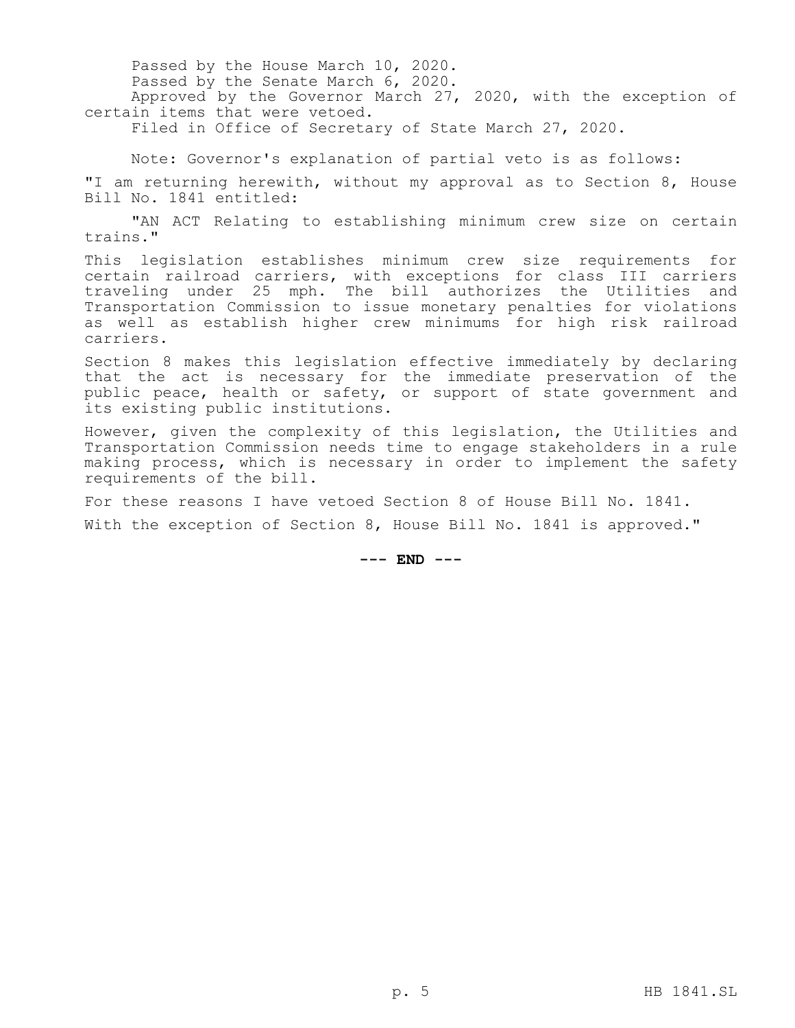Passed by the House March 10, 2020.
Passed by the Senate March 6, 2020.
Approved by the Governor March 27, 2020, with the exception of certain items that were vetoed.
Filed in Office of Secretary of State March 27, 2020.

Note: Governor's explanation of partial veto is as follows:

"I am returning herewith, without my approval as to Section 8, House Bill No. 1841 entitled:

"AN ACT Relating to establishing minimum crew size on certain trains."

This legislation establishes minimum crew size requirements for certain railroad carriers, with exceptions for class III carriers traveling under 25 mph. The bill authorizes the Utilities and Transportation Commission to issue monetary penalties for violations as well as establish higher crew minimums for high risk railroad carriers.

Section 8 makes this legislation effective immediately by declaring that the act is necessary for the immediate preservation of the public peace, health or safety, or support of state government and its existing public institutions.

However, given the complexity of this legislation, the Utilities and Transportation Commission needs time to engage stakeholders in a rule making process, which is necessary in order to implement the safety requirements of the bill.

For these reasons I have vetoed Section 8 of House Bill No. 1841.

With the exception of Section 8, House Bill No. 1841 is approved."

**--- END ---**